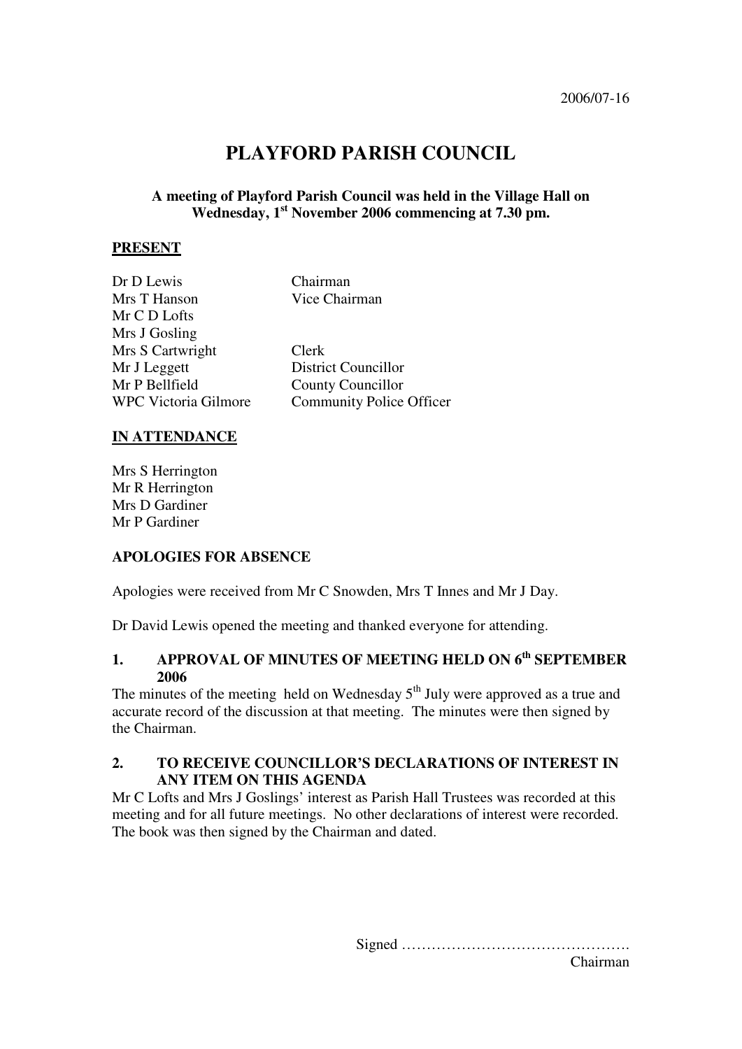2006/07-16

# PLAYFORD PARISH COUNCIL

**A meeting of Playford Parish Council was held in the Village Hall on Wednesday, 1st November 2006 commencing at 7.30 pm.**

## PRESENT

| | |
|---|---|
| Dr D Lewis | Chairman |
| Mrs T Hanson | Vice Chairman |
| Mr C D Lofts | |
| Mrs J Gosling | |
| Mrs S Cartwright | Clerk |
| Mr J Leggett | District Councillor |
| Mr P Bellfield | County Councillor |
| WPC Victoria Gilmore | Community Police Officer |

## IN ATTENDANCE

Mrs S Herrington
Mr R Herrington
Mrs D Gardiner
Mr P Gardiner

### APOLOGIES FOR ABSENCE

Apologies were received from Mr C Snowden, Mrs T Innes and Mr J Day.

Dr David Lewis opened the meeting and thanked everyone for attending.

### 1. APPROVAL OF MINUTES OF MEETING HELD ON 6th SEPTEMBER 2006

The minutes of the meeting held on Wednesday 5th July were approved as a true and accurate record of the discussion at that meeting. The minutes were then signed by the Chairman.

### 2. TO RECEIVE COUNCILLOR'S DECLARATIONS OF INTEREST IN ANY ITEM ON THIS AGENDA

Mr C Lofts and Mrs J Goslings' interest as Parish Hall Trustees was recorded at this meeting and for all future meetings. No other declarations of interest were recorded. The book was then signed by the Chairman and dated.

Signed ……………………………………….
Chairman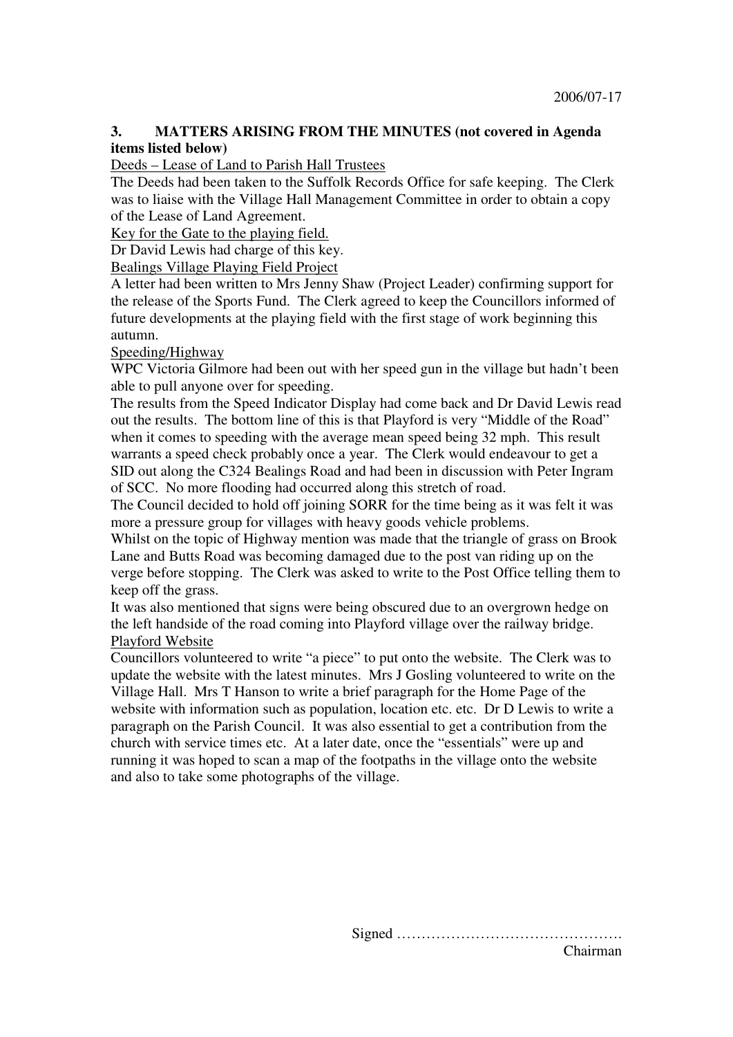## 3. MATTERS ARISING FROM THE MINUTES (not covered in Agenda items listed below)

Deeds – Lease of Land to Parish Hall Trustees

The Deeds had been taken to the Suffolk Records Office for safe keeping. The Clerk was to liaise with the Village Hall Management Committee in order to obtain a copy of the Lease of Land Agreement.

Key for the Gate to the playing field.

Dr David Lewis had charge of this key.

Bealings Village Playing Field Project

A letter had been written to Mrs Jenny Shaw (Project Leader) confirming support for the release of the Sports Fund. The Clerk agreed to keep the Councillors informed of future developments at the playing field with the first stage of work beginning this autumn.

Speeding/Highway

WPC Victoria Gilmore had been out with her speed gun in the village but hadn't been able to pull anyone over for speeding.

The results from the Speed Indicator Display had come back and Dr David Lewis read out the results. The bottom line of this is that Playford is very "Middle of the Road" when it comes to speeding with the average mean speed being 32 mph. This result warrants a speed check probably once a year. The Clerk would endeavour to get a SID out along the C324 Bealings Road and had been in discussion with Peter Ingram of SCC. No more flooding had occurred along this stretch of road.

The Council decided to hold off joining SORR for the time being as it was felt it was more a pressure group for villages with heavy goods vehicle problems.

Whilst on the topic of Highway mention was made that the triangle of grass on Brook Lane and Butts Road was becoming damaged due to the post van riding up on the verge before stopping. The Clerk was asked to write to the Post Office telling them to keep off the grass.

It was also mentioned that signs were being obscured due to an overgrown hedge on the left handside of the road coming into Playford village over the railway bridge.

Playford Website

Councillors volunteered to write "a piece" to put onto the website. The Clerk was to update the website with the latest minutes. Mrs J Gosling volunteered to write on the Village Hall. Mrs T Hanson to write a brief paragraph for the Home Page of the website with information such as population, location etc. etc. Dr D Lewis to write a paragraph on the Parish Council. It was also essential to get a contribution from the church with service times etc. At a later date, once the "essentials" were up and running it was hoped to scan a map of the footpaths in the village onto the website and also to take some photographs of the village.

Signed ……………………………………….

Chairman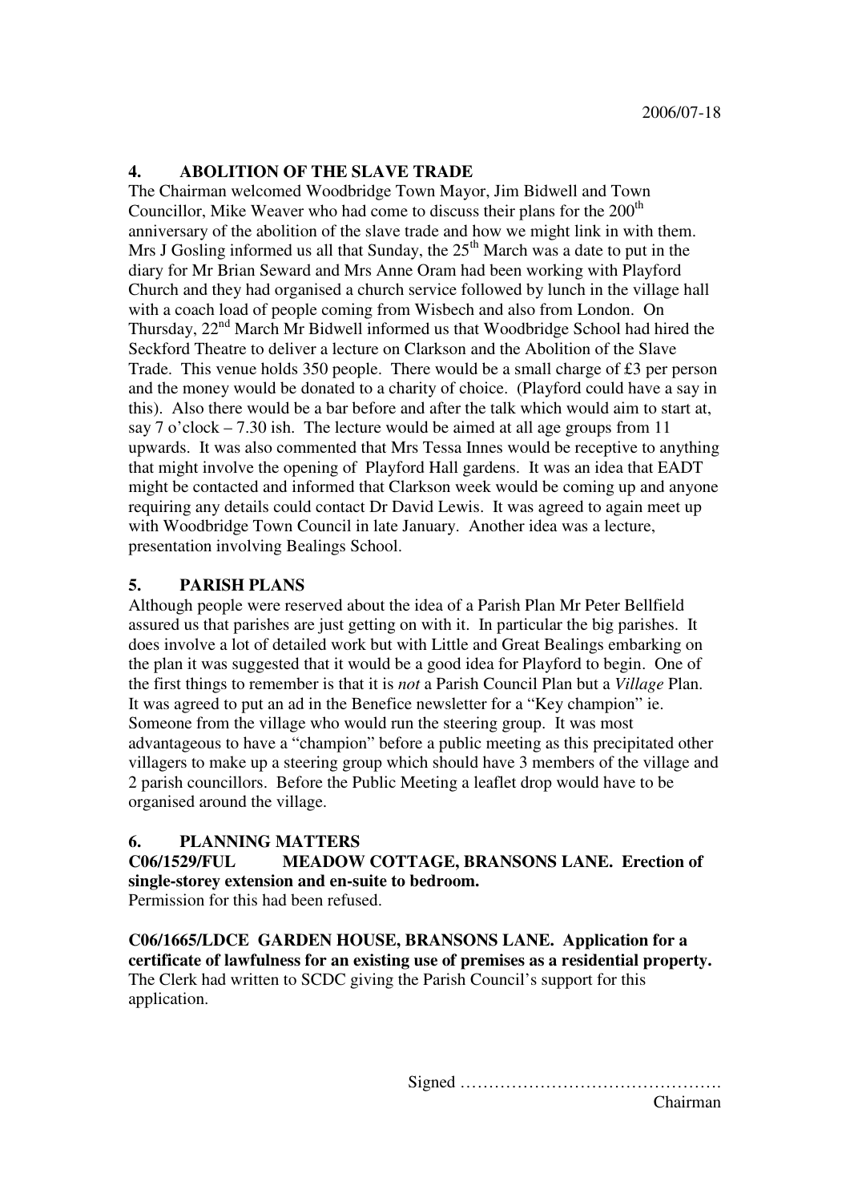2006/07-18

## 4. ABOLITION OF THE SLAVE TRADE

The Chairman welcomed Woodbridge Town Mayor, Jim Bidwell and Town Councillor, Mike Weaver who had come to discuss their plans for the 200th anniversary of the abolition of the slave trade and how we might link in with them. Mrs J Gosling informed us all that Sunday, the 25th March was a date to put in the diary for Mr Brian Seward and Mrs Anne Oram had been working with Playford Church and they had organised a church service followed by lunch in the village hall with a coach load of people coming from Wisbech and also from London. On Thursday, 22nd March Mr Bidwell informed us that Woodbridge School had hired the Seckford Theatre to deliver a lecture on Clarkson and the Abolition of the Slave Trade. This venue holds 350 people. There would be a small charge of £3 per person and the money would be donated to a charity of choice. (Playford could have a say in this). Also there would be a bar before and after the talk which would aim to start at, say 7 o'clock – 7.30 ish. The lecture would be aimed at all age groups from 11 upwards. It was also commented that Mrs Tessa Innes would be receptive to anything that might involve the opening of Playford Hall gardens. It was an idea that EADT might be contacted and informed that Clarkson week would be coming up and anyone requiring any details could contact Dr David Lewis. It was agreed to again meet up with Woodbridge Town Council in late January. Another idea was a lecture, presentation involving Bealings School.

## 5. PARISH PLANS

Although people were reserved about the idea of a Parish Plan Mr Peter Bellfield assured us that parishes are just getting on with it. In particular the big parishes. It does involve a lot of detailed work but with Little and Great Bealings embarking on the plan it was suggested that it would be a good idea for Playford to begin. One of the first things to remember is that it is *not* a Parish Council Plan but a *Village* Plan. It was agreed to put an ad in the Benefice newsletter for a "Key champion" ie. Someone from the village who would run the steering group. It was most advantageous to have a "champion" before a public meeting as this precipitated other villagers to make up a steering group which should have 3 members of the village and 2 parish councillors. Before the Public Meeting a leaflet drop would have to be organised around the village.

## 6. PLANNING MATTERS

**C06/1529/FUL MEADOW COTTAGE, BRANSONS LANE. Erection of single-storey extension and en-suite to bedroom.**
Permission for this had been refused.

**C06/1665/LDCE GARDEN HOUSE, BRANSONS LANE. Application for a certificate of lawfulness for an existing use of premises as a residential property.**
The Clerk had written to SCDC giving the Parish Council's support for this application.

Signed ……………………………………….
Chairman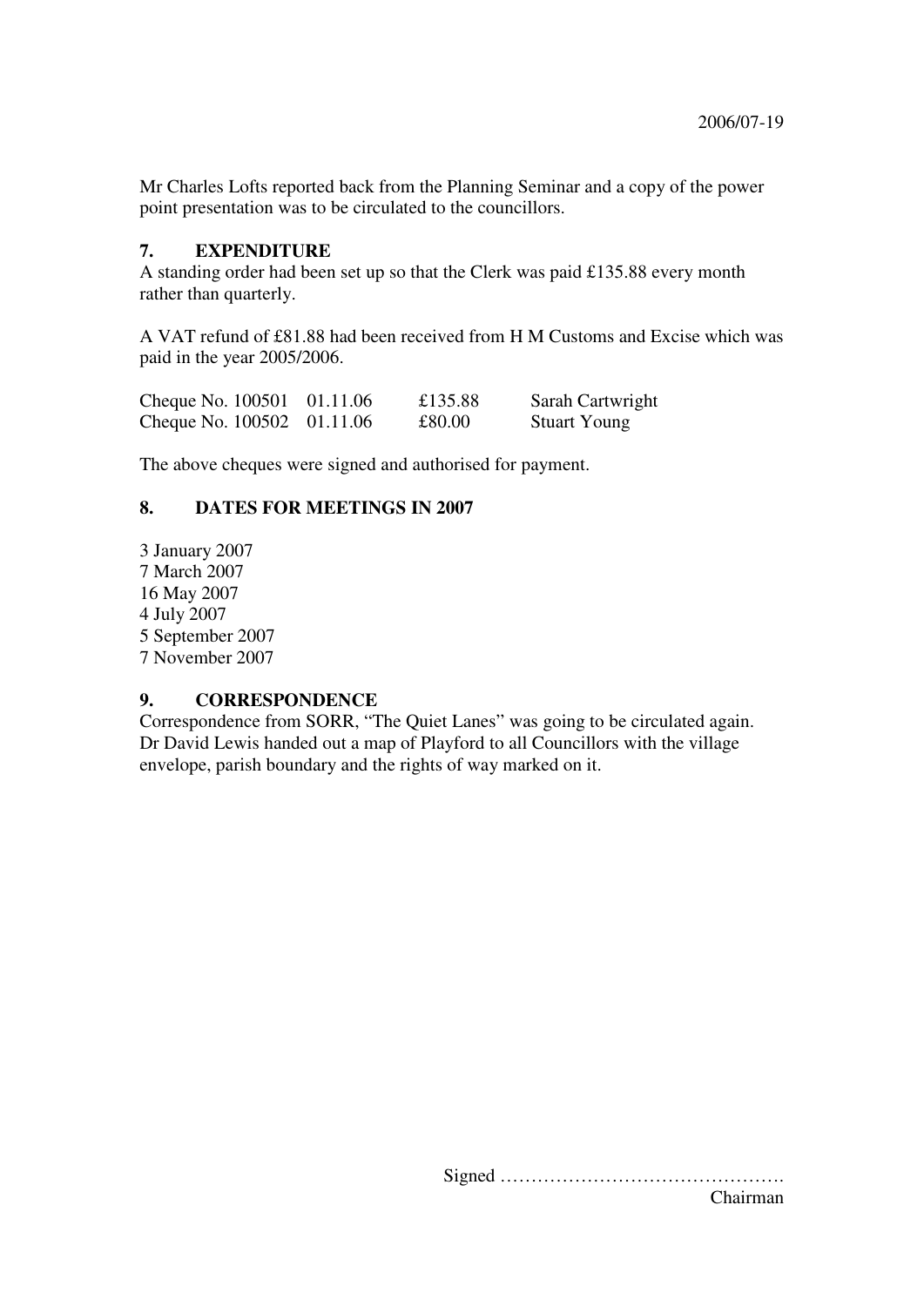2006/07-19

Mr Charles Lofts reported back from the Planning Seminar and a copy of the power point presentation was to be circulated to the councillors.

## 7. EXPENDITURE

A standing order had been set up so that the Clerk was paid £135.88 every month rather than quarterly.

A VAT refund of £81.88 had been received from H M Customs and Excise which was paid in the year 2005/2006.

| | | | |
|---|---|---|---|
| Cheque No. 100501 | 01.11.06 | £135.88 | Sarah Cartwright |
| Cheque No. 100502 | 01.11.06 | £80.00 | Stuart Young |

The above cheques were signed and authorised for payment.

## 8. DATES FOR MEETINGS IN 2007

3 January 2007
7 March 2007
16 May 2007
4 July 2007
5 September 2007
7 November 2007

## 9. CORRESPONDENCE

Correspondence from SORR, "The Quiet Lanes" was going to be circulated again. Dr David Lewis handed out a map of Playford to all Councillors with the village envelope, parish boundary and the rights of way marked on it.

Signed ……………………………………….
Chairman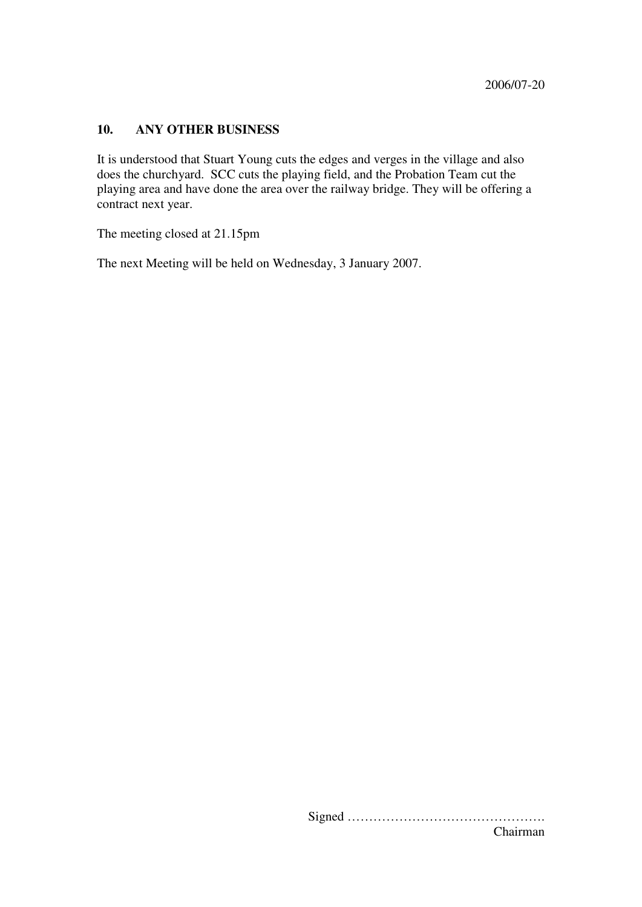2006/07-20

## 10. ANY OTHER BUSINESS

It is understood that Stuart Young cuts the edges and verges in the village and also does the churchyard. SCC cuts the playing field, and the Probation Team cut the playing area and have done the area over the railway bridge. They will be offering a contract next year.

The meeting closed at 21.15pm

The next Meeting will be held on Wednesday, 3 January 2007.

Signed ……………………………………….
Chairman